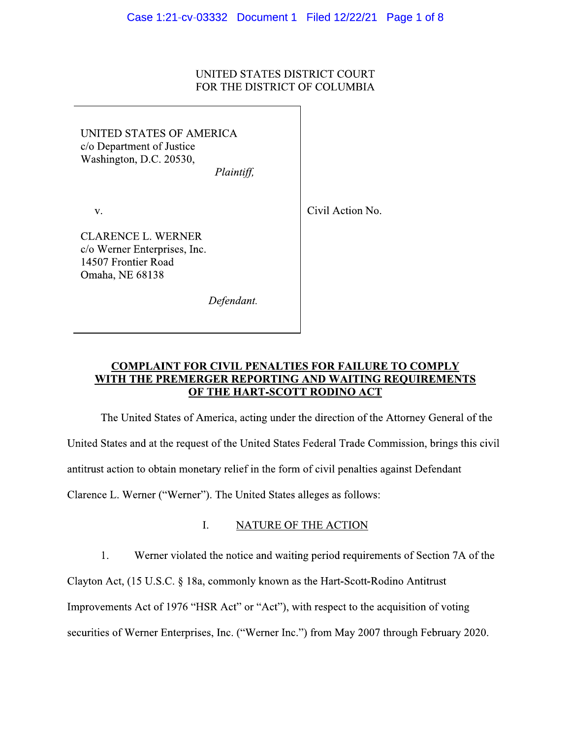UNITED STATES DISTRICT COURT
FOR THE DISTRICT OF COLUMBIA

| | |
|---|---|
| UNITED STATES OF AMERICA<br>c/o Department of Justice<br>Washington, D.C. 20530,<br>*Plaintiff,*<br><br>v.<br><br>CLARENCE L. WERNER<br>c/o Werner Enterprises, Inc.<br>14507 Frontier Road<br>Omaha, NE 68138<br>*Defendant.* | Civil Action No. |

## COMPLAINT FOR CIVIL PENALTIES FOR FAILURE TO COMPLY WITH THE PREMERGER REPORTING AND WAITING REQUIREMENTS OF THE HART-SCOTT RODINO ACT

The United States of America, acting under the direction of the Attorney General of the United States and at the request of the United States Federal Trade Commission, brings this civil antitrust action to obtain monetary relief in the form of civil penalties against Defendant Clarence L. Werner ("Werner"). The United States alleges as follows:

### I. NATURE OF THE ACTION

1. Werner violated the notice and waiting period requirements of Section 7A of the Clayton Act, (15 U.S.C. § 18a, commonly known as the Hart-Scott-Rodino Antitrust Improvements Act of 1976 "HSR Act" or "Act"), with respect to the acquisition of voting securities of Werner Enterprises, Inc. ("Werner Inc.") from May 2007 through February 2020.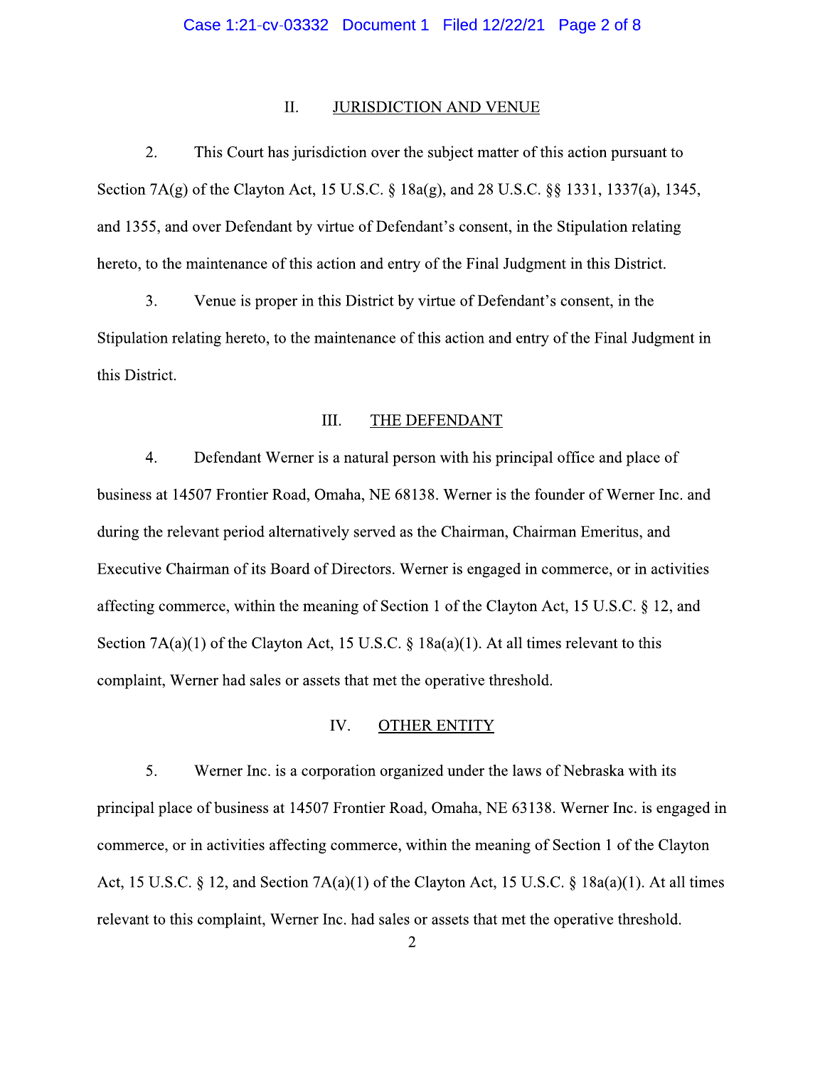## II. JURISDICTION AND VENUE

2. This Court has jurisdiction over the subject matter of this action pursuant to Section 7A(g) of the Clayton Act, 15 U.S.C. § 18a(g), and 28 U.S.C. §§ 1331, 1337(a), 1345, and 1355, and over Defendant by virtue of Defendant's consent, in the Stipulation relating hereto, to the maintenance of this action and entry of the Final Judgment in this District.

3. Venue is proper in this District by virtue of Defendant's consent, in the Stipulation relating hereto, to the maintenance of this action and entry of the Final Judgment in this District.

## III. THE DEFENDANT

4. Defendant Werner is a natural person with his principal office and place of business at 14507 Frontier Road, Omaha, NE 68138. Werner is the founder of Werner Inc. and during the relevant period alternatively served as the Chairman, Chairman Emeritus, and Executive Chairman of its Board of Directors. Werner is engaged in commerce, or in activities affecting commerce, within the meaning of Section 1 of the Clayton Act, 15 U.S.C. § 12, and Section 7A(a)(1) of the Clayton Act, 15 U.S.C. § 18a(a)(1). At all times relevant to this complaint, Werner had sales or assets that met the operative threshold.

## IV. OTHER ENTITY

5. Werner Inc. is a corporation organized under the laws of Nebraska with its principal place of business at 14507 Frontier Road, Omaha, NE 63138. Werner Inc. is engaged in commerce, or in activities affecting commerce, within the meaning of Section 1 of the Clayton Act, 15 U.S.C. § 12, and Section 7A(a)(1) of the Clayton Act, 15 U.S.C. § 18a(a)(1). At all times relevant to this complaint, Werner Inc. had sales or assets that met the operative threshold.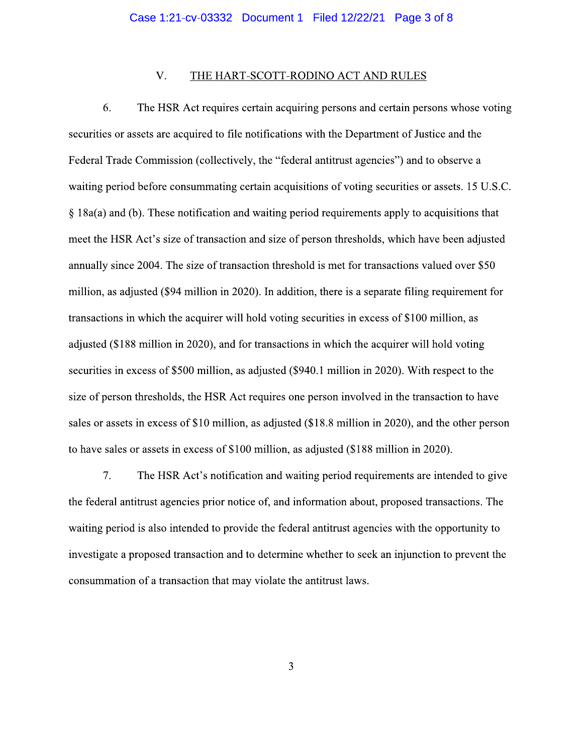## V. THE HART-SCOTT-RODINO ACT AND RULES

6. The HSR Act requires certain acquiring persons and certain persons whose voting securities or assets are acquired to file notifications with the Department of Justice and the Federal Trade Commission (collectively, the "federal antitrust agencies") and to observe a waiting period before consummating certain acquisitions of voting securities or assets. 15 U.S.C. § 18a(a) and (b). These notification and waiting period requirements apply to acquisitions that meet the HSR Act's size of transaction and size of person thresholds, which have been adjusted annually since 2004. The size of transaction threshold is met for transactions valued over $50 million, as adjusted ($94 million in 2020). In addition, there is a separate filing requirement for transactions in which the acquirer will hold voting securities in excess of $100 million, as adjusted ($188 million in 2020), and for transactions in which the acquirer will hold voting securities in excess of $500 million, as adjusted ($940.1 million in 2020). With respect to the size of person thresholds, the HSR Act requires one person involved in the transaction to have sales or assets in excess of $10 million, as adjusted ($18.8 million in 2020), and the other person to have sales or assets in excess of $100 million, as adjusted ($188 million in 2020).

7. The HSR Act's notification and waiting period requirements are intended to give the federal antitrust agencies prior notice of, and information about, proposed transactions. The waiting period is also intended to provide the federal antitrust agencies with the opportunity to investigate a proposed transaction and to determine whether to seek an injunction to prevent the consummation of a transaction that may violate the antitrust laws.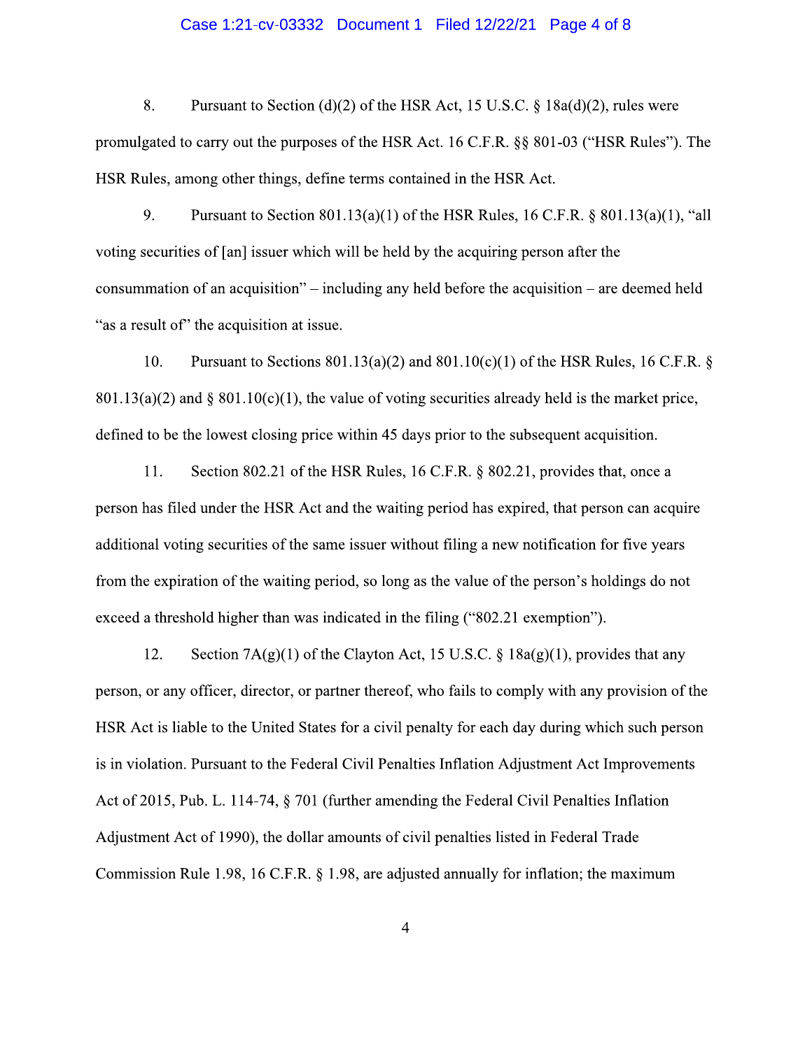8. Pursuant to Section (d)(2) of the HSR Act, 15 U.S.C. § 18a(d)(2), rules were promulgated to carry out the purposes of the HSR Act. 16 C.F.R. §§ 801-03 ("HSR Rules"). The HSR Rules, among other things, define terms contained in the HSR Act.

9. Pursuant to Section 801.13(a)(1) of the HSR Rules, 16 C.F.R. § 801.13(a)(1), "all voting securities of [an] issuer which will be held by the acquiring person after the consummation of an acquisition" – including any held before the acquisition – are deemed held "as a result of" the acquisition at issue.

10. Pursuant to Sections 801.13(a)(2) and 801.10(c)(1) of the HSR Rules, 16 C.F.R. § 801.13(a)(2) and § 801.10(c)(1), the value of voting securities already held is the market price, defined to be the lowest closing price within 45 days prior to the subsequent acquisition.

11. Section 802.21 of the HSR Rules, 16 C.F.R. § 802.21, provides that, once a person has filed under the HSR Act and the waiting period has expired, that person can acquire additional voting securities of the same issuer without filing a new notification for five years from the expiration of the waiting period, so long as the value of the person's holdings do not exceed a threshold higher than was indicated in the filing ("802.21 exemption").

12. Section 7A(g)(1) of the Clayton Act, 15 U.S.C. § 18a(g)(1), provides that any person, or any officer, director, or partner thereof, who fails to comply with any provision of the HSR Act is liable to the United States for a civil penalty for each day during which such person is in violation. Pursuant to the Federal Civil Penalties Inflation Adjustment Act Improvements Act of 2015, Pub. L. 114-74, § 701 (further amending the Federal Civil Penalties Inflation Adjustment Act of 1990), the dollar amounts of civil penalties listed in Federal Trade Commission Rule 1.98, 16 C.F.R. § 1.98, are adjusted annually for inflation; the maximum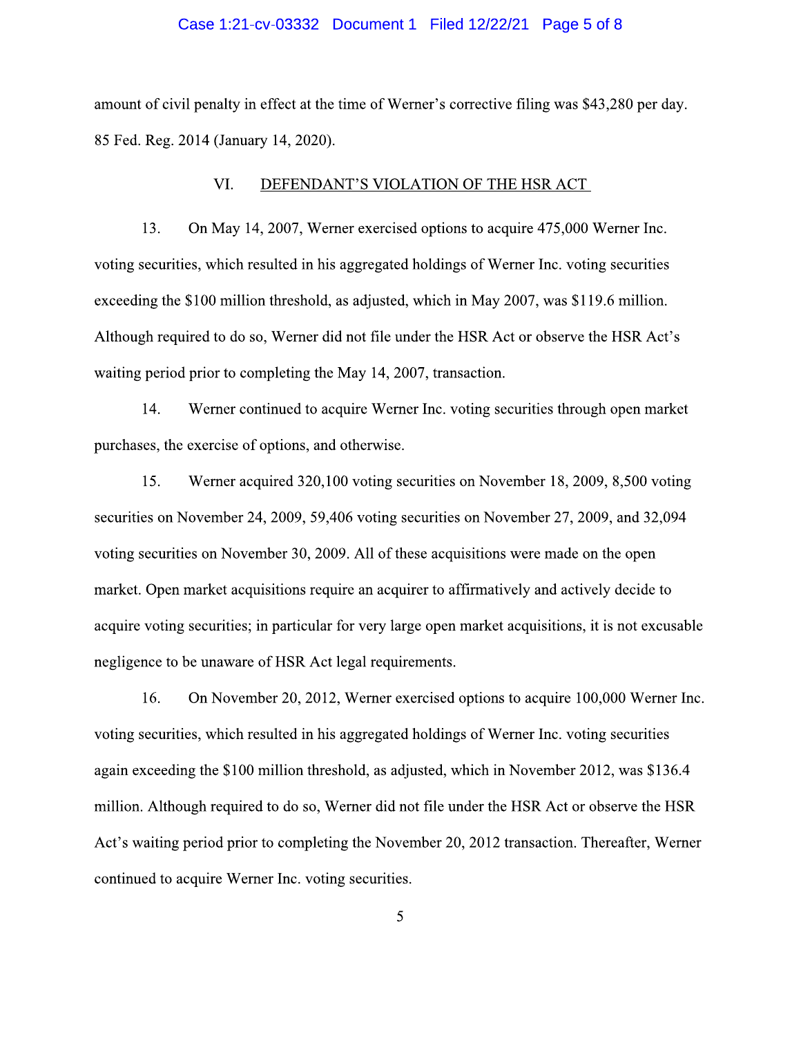amount of civil penalty in effect at the time of Werner's corrective filing was $43,280 per day. 85 Fed. Reg. 2014 (January 14, 2020).

## VI. DEFENDANT'S VIOLATION OF THE HSR ACT

13. On May 14, 2007, Werner exercised options to acquire 475,000 Werner Inc. voting securities, which resulted in his aggregated holdings of Werner Inc. voting securities exceeding the $100 million threshold, as adjusted, which in May 2007, was $119.6 million. Although required to do so, Werner did not file under the HSR Act or observe the HSR Act's waiting period prior to completing the May 14, 2007, transaction.

14. Werner continued to acquire Werner Inc. voting securities through open market purchases, the exercise of options, and otherwise.

15. Werner acquired 320,100 voting securities on November 18, 2009, 8,500 voting securities on November 24, 2009, 59,406 voting securities on November 27, 2009, and 32,094 voting securities on November 30, 2009. All of these acquisitions were made on the open market. Open market acquisitions require an acquirer to affirmatively and actively decide to acquire voting securities; in particular for very large open market acquisitions, it is not excusable negligence to be unaware of HSR Act legal requirements.

16. On November 20, 2012, Werner exercised options to acquire 100,000 Werner Inc. voting securities, which resulted in his aggregated holdings of Werner Inc. voting securities again exceeding the $100 million threshold, as adjusted, which in November 2012, was $136.4 million. Although required to do so, Werner did not file under the HSR Act or observe the HSR Act's waiting period prior to completing the November 20, 2012 transaction. Thereafter, Werner continued to acquire Werner Inc. voting securities.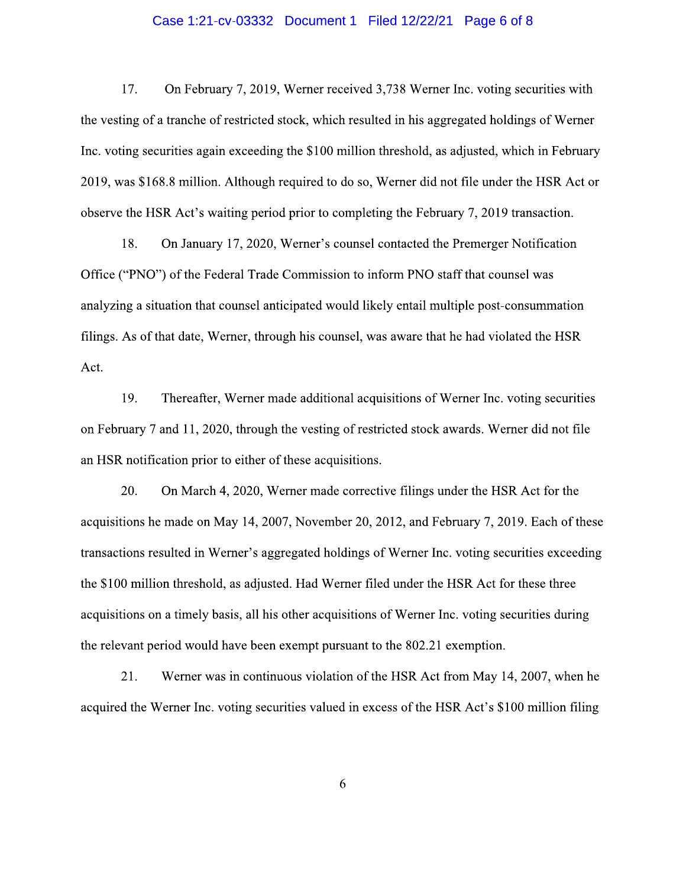17. On February 7, 2019, Werner received 3,738 Werner Inc. voting securities with the vesting of a tranche of restricted stock, which resulted in his aggregated holdings of Werner Inc. voting securities again exceeding the $100 million threshold, as adjusted, which in February 2019, was $168.8 million. Although required to do so, Werner did not file under the HSR Act or observe the HSR Act's waiting period prior to completing the February 7, 2019 transaction.

18. On January 17, 2020, Werner's counsel contacted the Premerger Notification Office ("PNO") of the Federal Trade Commission to inform PNO staff that counsel was analyzing a situation that counsel anticipated would likely entail multiple post-consummation filings. As of that date, Werner, through his counsel, was aware that he had violated the HSR Act.

19. Thereafter, Werner made additional acquisitions of Werner Inc. voting securities on February 7 and 11, 2020, through the vesting of restricted stock awards. Werner did not file an HSR notification prior to either of these acquisitions.

20. On March 4, 2020, Werner made corrective filings under the HSR Act for the acquisitions he made on May 14, 2007, November 20, 2012, and February 7, 2019. Each of these transactions resulted in Werner's aggregated holdings of Werner Inc. voting securities exceeding the $100 million threshold, as adjusted. Had Werner filed under the HSR Act for these three acquisitions on a timely basis, all his other acquisitions of Werner Inc. voting securities during the relevant period would have been exempt pursuant to the 802.21 exemption.

21. Werner was in continuous violation of the HSR Act from May 14, 2007, when he acquired the Werner Inc. voting securities valued in excess of the HSR Act's $100 million filing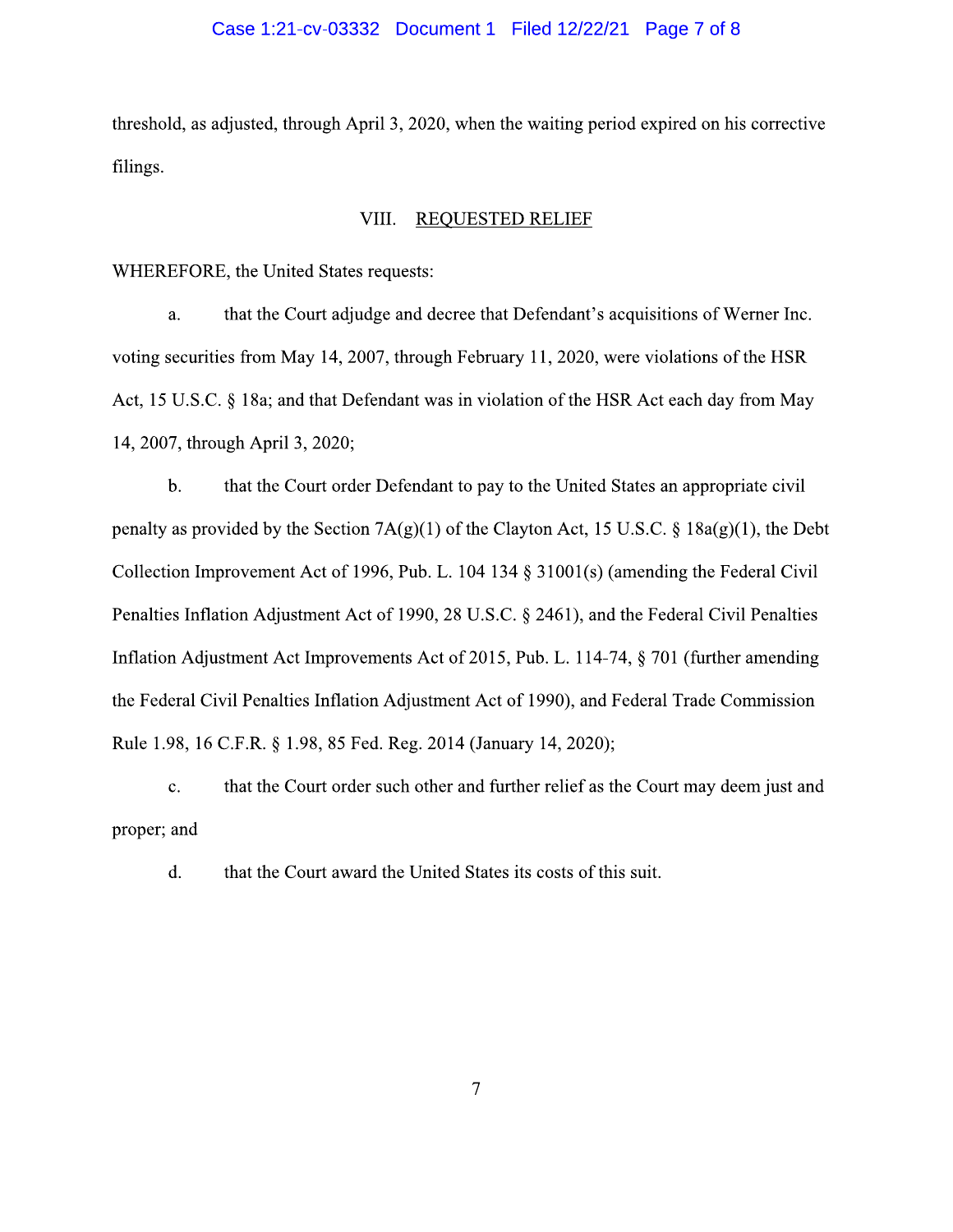threshold, as adjusted, through April 3, 2020, when the waiting period expired on his corrective filings.

## VIII. REQUESTED RELIEF

WHEREFORE, the United States requests:

a. that the Court adjudge and decree that Defendant's acquisitions of Werner Inc. voting securities from May 14, 2007, through February 11, 2020, were violations of the HSR Act, 15 U.S.C. § 18a; and that Defendant was in violation of the HSR Act each day from May 14, 2007, through April 3, 2020;

b. that the Court order Defendant to pay to the United States an appropriate civil penalty as provided by the Section 7A(g)(1) of the Clayton Act, 15 U.S.C. § 18a(g)(1), the Debt Collection Improvement Act of 1996, Pub. L. 104 134 § 31001(s) (amending the Federal Civil Penalties Inflation Adjustment Act of 1990, 28 U.S.C. § 2461), and the Federal Civil Penalties Inflation Adjustment Act Improvements Act of 2015, Pub. L. 114-74, § 701 (further amending the Federal Civil Penalties Inflation Adjustment Act of 1990), and Federal Trade Commission Rule 1.98, 16 C.F.R. § 1.98, 85 Fed. Reg. 2014 (January 14, 2020);

c. that the Court order such other and further relief as the Court may deem just and proper; and

d. that the Court award the United States its costs of this suit.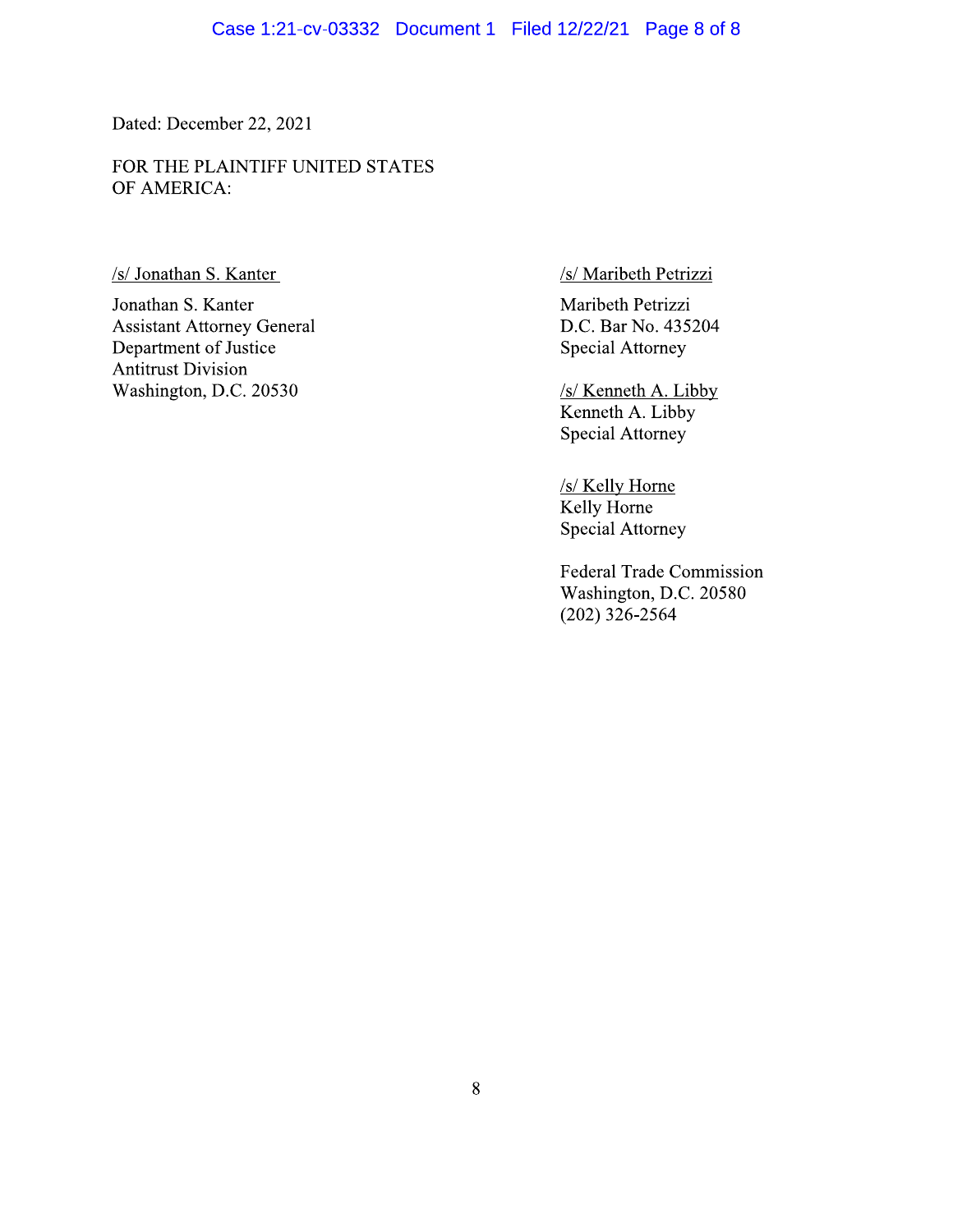Dated: December 22, 2021

FOR THE PLAINTIFF UNITED STATES OF AMERICA:

/s/ Jonathan S. Kanter

Jonathan S. Kanter
Assistant Attorney General
Department of Justice
Antitrust Division
Washington, D.C. 20530

/s/ Maribeth Petrizzi

Maribeth Petrizzi
D.C. Bar No. 435204
Special Attorney

/s/ Kenneth A. Libby
Kenneth A. Libby
Special Attorney

/s/ Kelly Horne
Kelly Horne
Special Attorney

Federal Trade Commission
Washington, D.C. 20580
(202) 326-2564